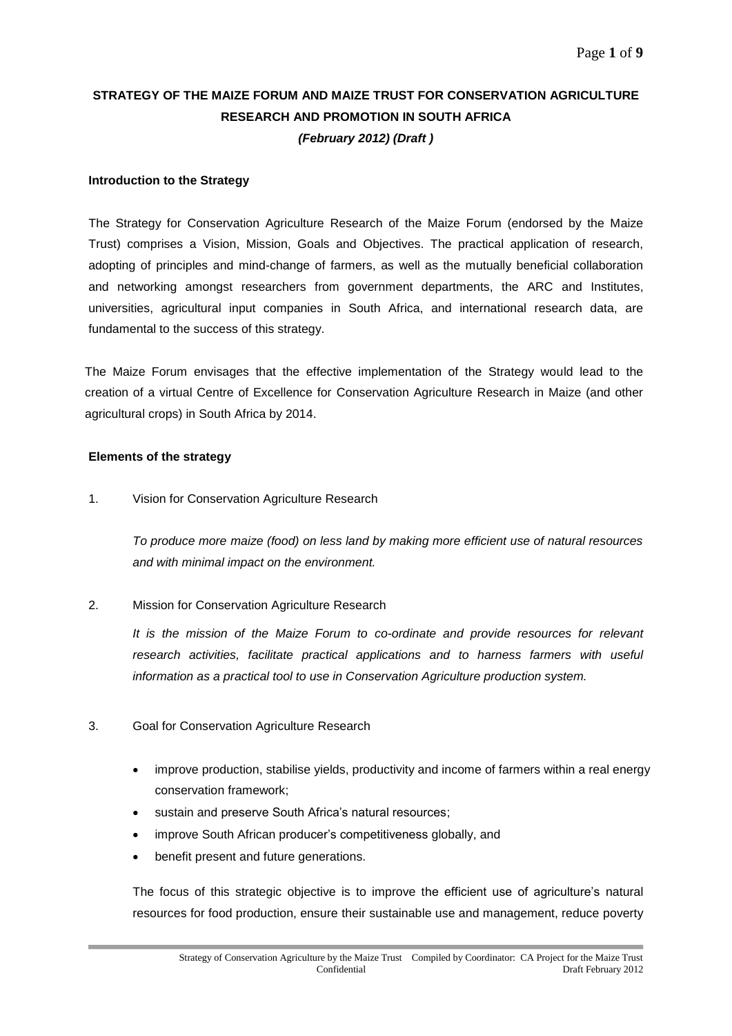# STRATEGY OF THE MAIZE FORUM AND MAIZE TRUST FOR CONSERVATION AGRICULTURE RESEARCH AND PROMOTION IN SOUTH AFRICA

***(February 2012) (Draft )***

**Introduction to the Strategy**

The Strategy for Conservation Agriculture Research of the Maize Forum (endorsed by the Maize Trust) comprises a Vision, Mission, Goals and Objectives. The practical application of research, adopting of principles and mind-change of farmers, as well as the mutually beneficial collaboration and networking amongst researchers from government departments, the ARC and Institutes, universities, agricultural input companies in South Africa, and international research data, are fundamental to the success of this strategy.

The Maize Forum envisages that the effective implementation of the Strategy would lead to the creation of a virtual Centre of Excellence for Conservation Agriculture Research in Maize (and other agricultural crops) in South Africa by 2014.

**Elements of the strategy**

1. Vision for Conservation Agriculture Research

   *To produce more maize (food) on less land by making more efficient use of natural resources and with minimal impact on the environment.*

2. Mission for Conservation Agriculture Research

   *It is the mission of the Maize Forum to co-ordinate and provide resources for relevant research activities, facilitate practical applications and to harness farmers with useful information as a practical tool to use in Conservation Agriculture production system.*

3. Goal for Conservation Agriculture Research

   - improve production, stabilise yields, productivity and income of farmers within a real energy conservation framework;
   - sustain and preserve South Africa's natural resources;
   - improve South African producer's competitiveness globally, and
   - benefit present and future generations.

   The focus of this strategic objective is to improve the efficient use of agriculture's natural resources for food production, ensure their sustainable use and management, reduce poverty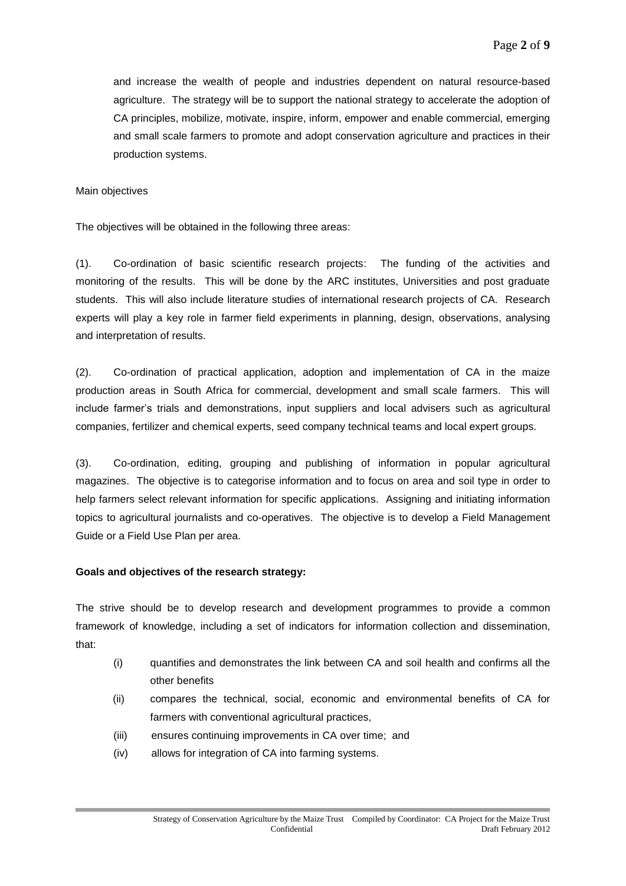and increase the wealth of people and industries dependent on natural resource-based agriculture. The strategy will be to support the national strategy to accelerate the adoption of CA principles, mobilize, motivate, inspire, inform, empower and enable commercial, emerging and small scale farmers to promote and adopt conservation agriculture and practices in their production systems.

Main objectives

The objectives will be obtained in the following three areas:

(1). Co-ordination of basic scientific research projects: The funding of the activities and monitoring of the results. This will be done by the ARC institutes, Universities and post graduate students. This will also include literature studies of international research projects of CA. Research experts will play a key role in farmer field experiments in planning, design, observations, analysing and interpretation of results.

(2). Co-ordination of practical application, adoption and implementation of CA in the maize production areas in South Africa for commercial, development and small scale farmers. This will include farmer's trials and demonstrations, input suppliers and local advisers such as agricultural companies, fertilizer and chemical experts, seed company technical teams and local expert groups.

(3). Co-ordination, editing, grouping and publishing of information in popular agricultural magazines. The objective is to categorise information and to focus on area and soil type in order to help farmers select relevant information for specific applications. Assigning and initiating information topics to agricultural journalists and co-operatives. The objective is to develop a Field Management Guide or a Field Use Plan per area.

**Goals and objectives of the research strategy:**

The strive should be to develop research and development programmes to provide a common framework of knowledge, including a set of indicators for information collection and dissemination, that:

(i) quantifies and demonstrates the link between CA and soil health and confirms all the other benefits

(ii) compares the technical, social, economic and environmental benefits of CA for farmers with conventional agricultural practices,

(iii) ensures continuing improvements in CA over time; and

(iv) allows for integration of CA into farming systems.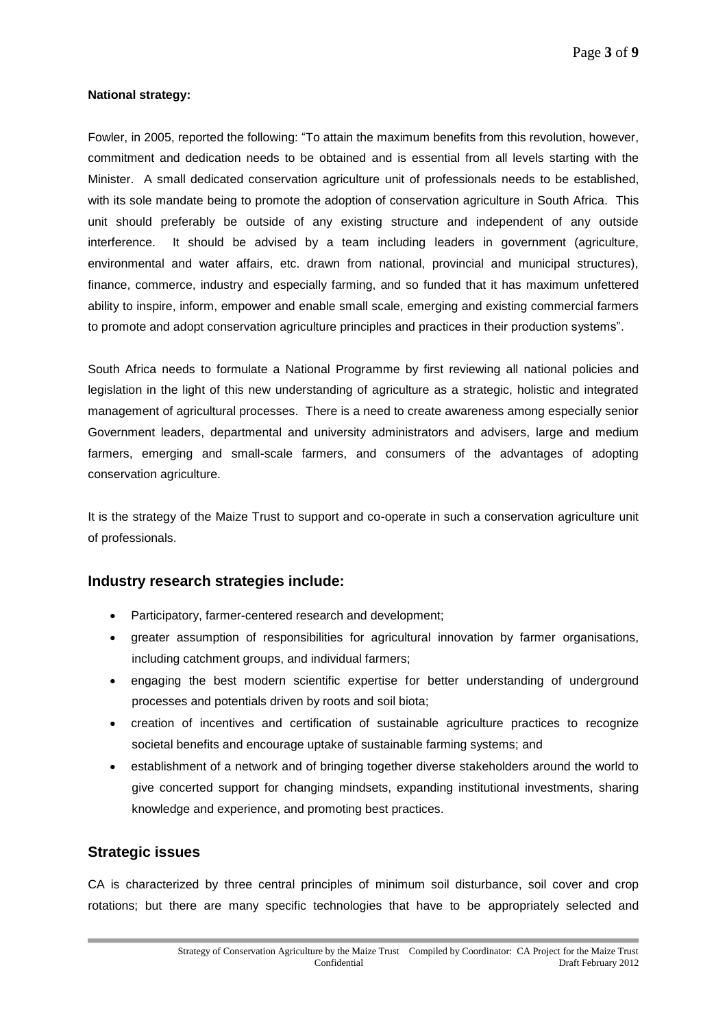**National strategy:**

Fowler, in 2005, reported the following: "To attain the maximum benefits from this revolution, however, commitment and dedication needs to be obtained and is essential from all levels starting with the Minister. A small dedicated conservation agriculture unit of professionals needs to be established, with its sole mandate being to promote the adoption of conservation agriculture in South Africa. This unit should preferably be outside of any existing structure and independent of any outside interference. It should be advised by a team including leaders in government (agriculture, environmental and water affairs, etc. drawn from national, provincial and municipal structures), finance, commerce, industry and especially farming, and so funded that it has maximum unfettered ability to inspire, inform, empower and enable small scale, emerging and existing commercial farmers to promote and adopt conservation agriculture principles and practices in their production systems".

South Africa needs to formulate a National Programme by first reviewing all national policies and legislation in the light of this new understanding of agriculture as a strategic, holistic and integrated management of agricultural processes. There is a need to create awareness among especially senior Government leaders, departmental and university administrators and advisers, large and medium farmers, emerging and small-scale farmers, and consumers of the advantages of adopting conservation agriculture.

It is the strategy of the Maize Trust to support and co-operate in such a conservation agriculture unit of professionals.

## Industry research strategies include:

- Participatory, farmer-centered research and development;
- greater assumption of responsibilities for agricultural innovation by farmer organisations, including catchment groups, and individual farmers;
- engaging the best modern scientific expertise for better understanding of underground processes and potentials driven by roots and soil biota;
- creation of incentives and certification of sustainable agriculture practices to recognize societal benefits and encourage uptake of sustainable farming systems; and
- establishment of a network and of bringing together diverse stakeholders around the world to give concerted support for changing mindsets, expanding institutional investments, sharing knowledge and experience, and promoting best practices.

## Strategic issues

CA is characterized by three central principles of minimum soil disturbance, soil cover and crop rotations; but there are many specific technologies that have to be appropriately selected and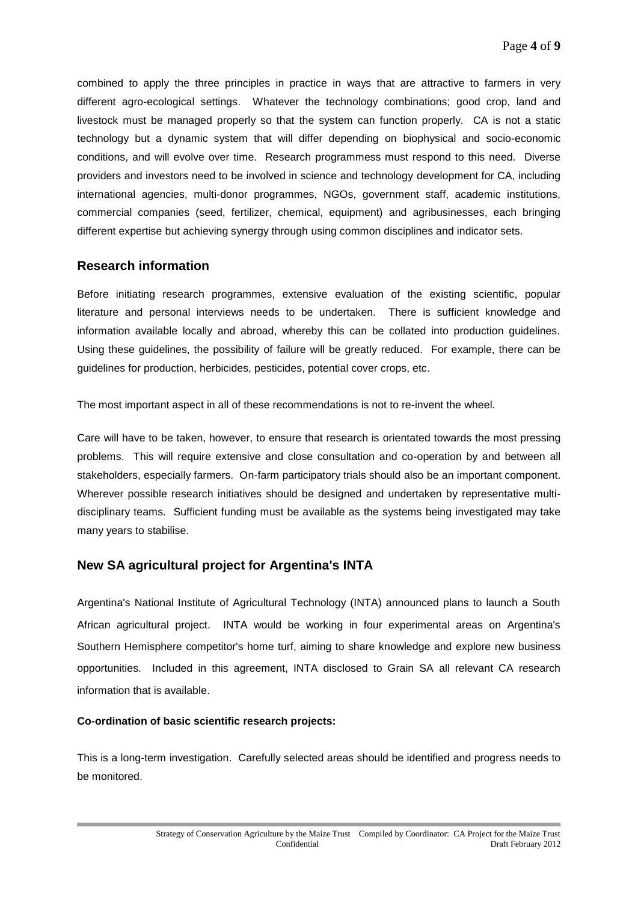combined to apply the three principles in practice in ways that are attractive to farmers in very different agro-ecological settings. Whatever the technology combinations; good crop, land and livestock must be managed properly so that the system can function properly. CA is not a static technology but a dynamic system that will differ depending on biophysical and socio-economic conditions, and will evolve over time. Research programmess must respond to this need. Diverse providers and investors need to be involved in science and technology development for CA, including international agencies, multi-donor programmes, NGOs, government staff, academic institutions, commercial companies (seed, fertilizer, chemical, equipment) and agribusinesses, each bringing different expertise but achieving synergy through using common disciplines and indicator sets.

## Research information

Before initiating research programmes, extensive evaluation of the existing scientific, popular literature and personal interviews needs to be undertaken. There is sufficient knowledge and information available locally and abroad, whereby this can be collated into production guidelines. Using these guidelines, the possibility of failure will be greatly reduced. For example, there can be guidelines for production, herbicides, pesticides, potential cover crops, etc.

The most important aspect in all of these recommendations is not to re-invent the wheel.

Care will have to be taken, however, to ensure that research is orientated towards the most pressing problems. This will require extensive and close consultation and co-operation by and between all stakeholders, especially farmers. On-farm participatory trials should also be an important component. Wherever possible research initiatives should be designed and undertaken by representative multi-disciplinary teams. Sufficient funding must be available as the systems being investigated may take many years to stabilise.

## New SA agricultural project for Argentina's INTA

Argentina's National Institute of Agricultural Technology (INTA) announced plans to launch a South African agricultural project. INTA would be working in four experimental areas on Argentina's Southern Hemisphere competitor's home turf, aiming to share knowledge and explore new business opportunities. Included in this agreement, INTA disclosed to Grain SA all relevant CA research information that is available.

**Co-ordination of basic scientific research projects:**

This is a long-term investigation. Carefully selected areas should be identified and progress needs to be monitored.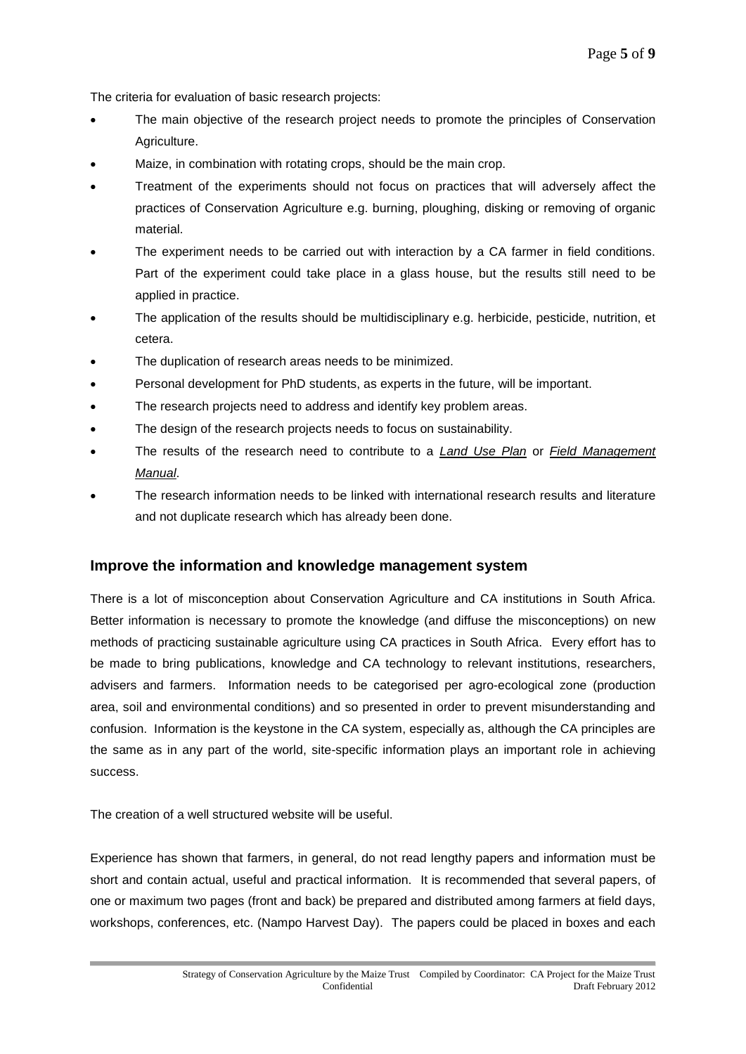The criteria for evaluation of basic research projects:

- The main objective of the research project needs to promote the principles of Conservation Agriculture.
- Maize, in combination with rotating crops, should be the main crop.
- Treatment of the experiments should not focus on practices that will adversely affect the practices of Conservation Agriculture e.g. burning, ploughing, disking or removing of organic material.
- The experiment needs to be carried out with interaction by a CA farmer in field conditions. Part of the experiment could take place in a glass house, but the results still need to be applied in practice.
- The application of the results should be multidisciplinary e.g. herbicide, pesticide, nutrition, et cetera.
- The duplication of research areas needs to be minimized.
- Personal development for PhD students, as experts in the future, will be important.
- The research projects need to address and identify key problem areas.
- The design of the research projects needs to focus on sustainability.
- The results of the research need to contribute to a <u>*Land Use Plan*</u> or <u>*Field Management Manual*</u>.
- The research information needs to be linked with international research results and literature and not duplicate research which has already been done.

## Improve the information and knowledge management system

There is a lot of misconception about Conservation Agriculture and CA institutions in South Africa. Better information is necessary to promote the knowledge (and diffuse the misconceptions) on new methods of practicing sustainable agriculture using CA practices in South Africa. Every effort has to be made to bring publications, knowledge and CA technology to relevant institutions, researchers, advisers and farmers. Information needs to be categorised per agro-ecological zone (production area, soil and environmental conditions) and so presented in order to prevent misunderstanding and confusion. Information is the keystone in the CA system, especially as, although the CA principles are the same as in any part of the world, site-specific information plays an important role in achieving success.

The creation of a well structured website will be useful.

Experience has shown that farmers, in general, do not read lengthy papers and information must be short and contain actual, useful and practical information. It is recommended that several papers, of one or maximum two pages (front and back) be prepared and distributed among farmers at field days, workshops, conferences, etc. (Nampo Harvest Day). The papers could be placed in boxes and each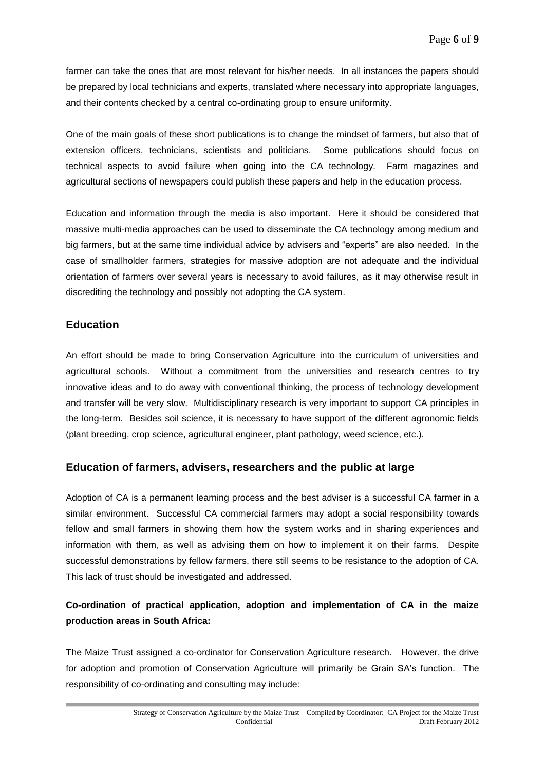farmer can take the ones that are most relevant for his/her needs. In all instances the papers should be prepared by local technicians and experts, translated where necessary into appropriate languages, and their contents checked by a central co-ordinating group to ensure uniformity.

One of the main goals of these short publications is to change the mindset of farmers, but also that of extension officers, technicians, scientists and politicians. Some publications should focus on technical aspects to avoid failure when going into the CA technology. Farm magazines and agricultural sections of newspapers could publish these papers and help in the education process.

Education and information through the media is also important. Here it should be considered that massive multi-media approaches can be used to disseminate the CA technology among medium and big farmers, but at the same time individual advice by advisers and "experts" are also needed. In the case of smallholder farmers, strategies for massive adoption are not adequate and the individual orientation of farmers over several years is necessary to avoid failures, as it may otherwise result in discrediting the technology and possibly not adopting the CA system.

## Education

An effort should be made to bring Conservation Agriculture into the curriculum of universities and agricultural schools. Without a commitment from the universities and research centres to try innovative ideas and to do away with conventional thinking, the process of technology development and transfer will be very slow. Multidisciplinary research is very important to support CA principles in the long-term. Besides soil science, it is necessary to have support of the different agronomic fields (plant breeding, crop science, agricultural engineer, plant pathology, weed science, etc.).

## Education of farmers, advisers, researchers and the public at large

Adoption of CA is a permanent learning process and the best adviser is a successful CA farmer in a similar environment. Successful CA commercial farmers may adopt a social responsibility towards fellow and small farmers in showing them how the system works and in sharing experiences and information with them, as well as advising them on how to implement it on their farms. Despite successful demonstrations by fellow farmers, there still seems to be resistance to the adoption of CA. This lack of trust should be investigated and addressed.

**Co-ordination of practical application, adoption and implementation of CA in the maize production areas in South Africa:**

The Maize Trust assigned a co-ordinator for Conservation Agriculture research. However, the drive for adoption and promotion of Conservation Agriculture will primarily be Grain SA's function. The responsibility of co-ordinating and consulting may include: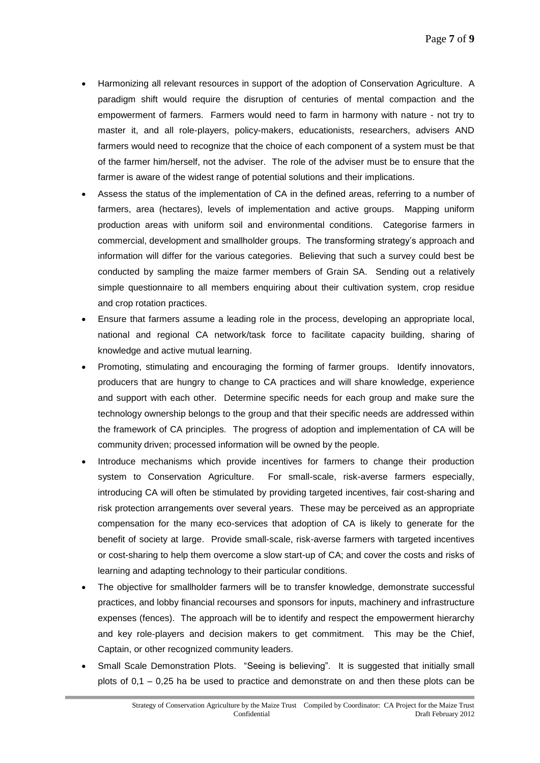- Harmonizing all relevant resources in support of the adoption of Conservation Agriculture. A paradigm shift would require the disruption of centuries of mental compaction and the empowerment of farmers. Farmers would need to farm in harmony with nature - not try to master it, and all role-players, policy-makers, educationists, researchers, advisers AND farmers would need to recognize that the choice of each component of a system must be that of the farmer him/herself, not the adviser. The role of the adviser must be to ensure that the farmer is aware of the widest range of potential solutions and their implications.
- Assess the status of the implementation of CA in the defined areas, referring to a number of farmers, area (hectares), levels of implementation and active groups. Mapping uniform production areas with uniform soil and environmental conditions. Categorise farmers in commercial, development and smallholder groups. The transforming strategy's approach and information will differ for the various categories. Believing that such a survey could best be conducted by sampling the maize farmer members of Grain SA. Sending out a relatively simple questionnaire to all members enquiring about their cultivation system, crop residue and crop rotation practices.
- Ensure that farmers assume a leading role in the process, developing an appropriate local, national and regional CA network/task force to facilitate capacity building, sharing of knowledge and active mutual learning.
- Promoting, stimulating and encouraging the forming of farmer groups. Identify innovators, producers that are hungry to change to CA practices and will share knowledge, experience and support with each other. Determine specific needs for each group and make sure the technology ownership belongs to the group and that their specific needs are addressed within the framework of CA principles. The progress of adoption and implementation of CA will be community driven; processed information will be owned by the people.
- Introduce mechanisms which provide incentives for farmers to change their production system to Conservation Agriculture. For small-scale, risk-averse farmers especially, introducing CA will often be stimulated by providing targeted incentives, fair cost-sharing and risk protection arrangements over several years. These may be perceived as an appropriate compensation for the many eco-services that adoption of CA is likely to generate for the benefit of society at large. Provide small-scale, risk-averse farmers with targeted incentives or cost-sharing to help them overcome a slow start-up of CA; and cover the costs and risks of learning and adapting technology to their particular conditions.
- The objective for smallholder farmers will be to transfer knowledge, demonstrate successful practices, and lobby financial recourses and sponsors for inputs, machinery and infrastructure expenses (fences). The approach will be to identify and respect the empowerment hierarchy and key role-players and decision makers to get commitment. This may be the Chief, Captain, or other recognized community leaders.
- Small Scale Demonstration Plots. "Seeing is believing". It is suggested that initially small plots of 0,1 – 0,25 ha be used to practice and demonstrate on and then these plots can be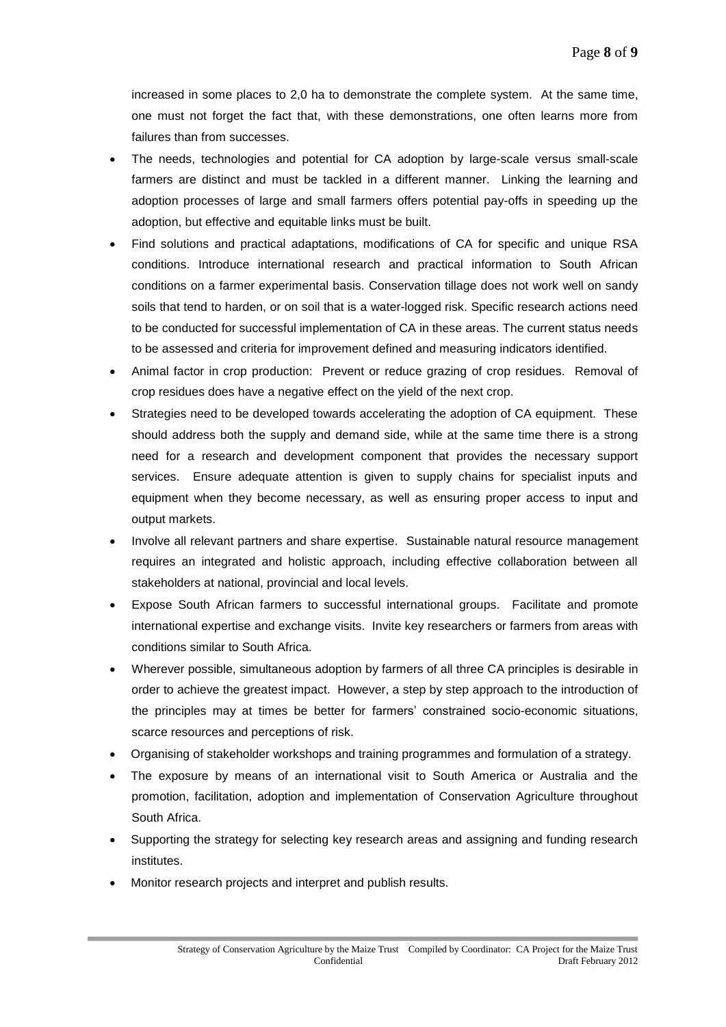increased in some places to 2,0 ha to demonstrate the complete system. At the same time, one must not forget the fact that, with these demonstrations, one often learns more from failures than from successes.

- The needs, technologies and potential for CA adoption by large-scale versus small-scale farmers are distinct and must be tackled in a different manner. Linking the learning and adoption processes of large and small farmers offers potential pay-offs in speeding up the adoption, but effective and equitable links must be built.
- Find solutions and practical adaptations, modifications of CA for specific and unique RSA conditions. Introduce international research and practical information to South African conditions on a farmer experimental basis. Conservation tillage does not work well on sandy soils that tend to harden, or on soil that is a water-logged risk. Specific research actions need to be conducted for successful implementation of CA in these areas. The current status needs to be assessed and criteria for improvement defined and measuring indicators identified.
- Animal factor in crop production: Prevent or reduce grazing of crop residues. Removal of crop residues does have a negative effect on the yield of the next crop.
- Strategies need to be developed towards accelerating the adoption of CA equipment. These should address both the supply and demand side, while at the same time there is a strong need for a research and development component that provides the necessary support services. Ensure adequate attention is given to supply chains for specialist inputs and equipment when they become necessary, as well as ensuring proper access to input and output markets.
- Involve all relevant partners and share expertise. Sustainable natural resource management requires an integrated and holistic approach, including effective collaboration between all stakeholders at national, provincial and local levels.
- Expose South African farmers to successful international groups. Facilitate and promote international expertise and exchange visits. Invite key researchers or farmers from areas with conditions similar to South Africa.
- Wherever possible, simultaneous adoption by farmers of all three CA principles is desirable in order to achieve the greatest impact. However, a step by step approach to the introduction of the principles may at times be better for farmers' constrained socio-economic situations, scarce resources and perceptions of risk.
- Organising of stakeholder workshops and training programmes and formulation of a strategy.
- The exposure by means of an international visit to South America or Australia and the promotion, facilitation, adoption and implementation of Conservation Agriculture throughout South Africa.
- Supporting the strategy for selecting key research areas and assigning and funding research institutes.
- Monitor research projects and interpret and publish results.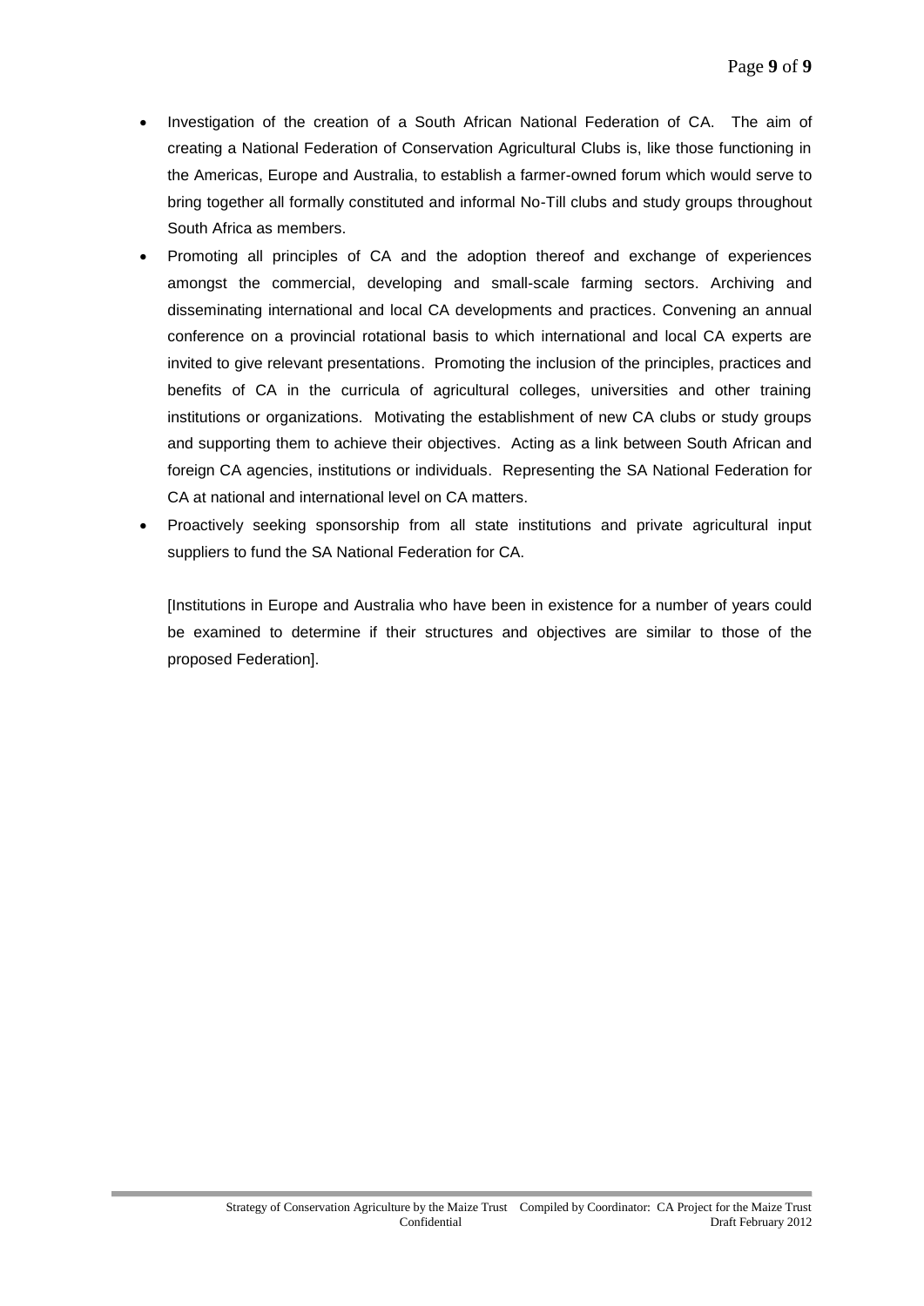- Investigation of the creation of a South African National Federation of CA. The aim of creating a National Federation of Conservation Agricultural Clubs is, like those functioning in the Americas, Europe and Australia, to establish a farmer-owned forum which would serve to bring together all formally constituted and informal No-Till clubs and study groups throughout South Africa as members.
- Promoting all principles of CA and the adoption thereof and exchange of experiences amongst the commercial, developing and small-scale farming sectors. Archiving and disseminating international and local CA developments and practices. Convening an annual conference on a provincial rotational basis to which international and local CA experts are invited to give relevant presentations. Promoting the inclusion of the principles, practices and benefits of CA in the curricula of agricultural colleges, universities and other training institutions or organizations. Motivating the establishment of new CA clubs or study groups and supporting them to achieve their objectives. Acting as a link between South African and foreign CA agencies, institutions or individuals. Representing the SA National Federation for CA at national and international level on CA matters.
- Proactively seeking sponsorship from all state institutions and private agricultural input suppliers to fund the SA National Federation for CA.

  [Institutions in Europe and Australia who have been in existence for a number of years could be examined to determine if their structures and objectives are similar to those of the proposed Federation].